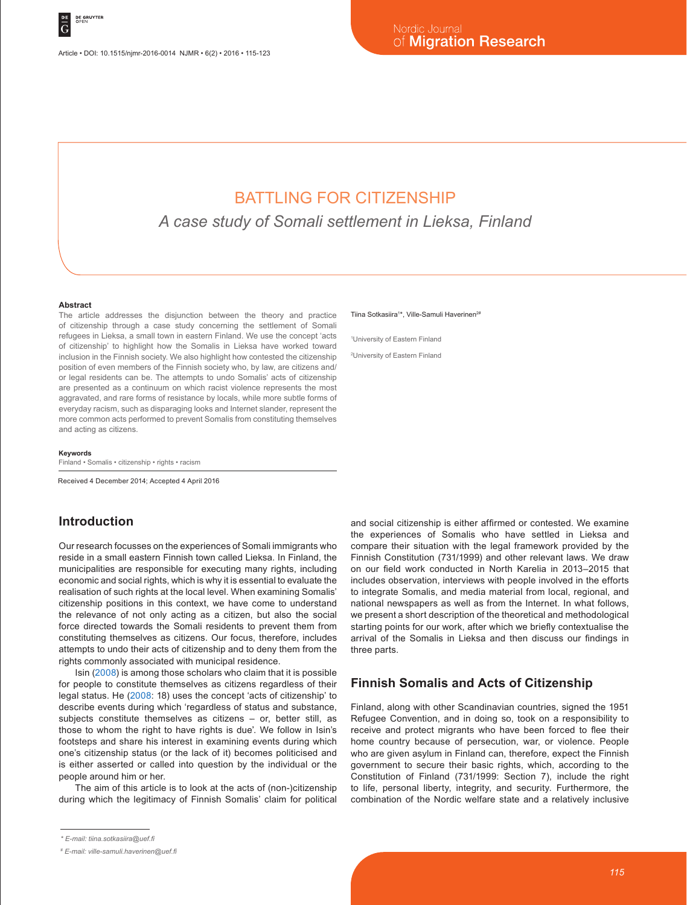# BATTLING FOR CITIZENSHIP

## *A case study of Somali settlement in Lieksa, Finland*

Tiina Sotkasiira[1*], Ville-Samuli Haverinen[2#]

[1]University of Eastern Finland

[2]University of Eastern Finland

**Abstract**

The article addresses the disjunction between the theory and practice of citizenship through a case study concerning the settlement of Somali refugees in Lieksa, a small town in eastern Finland. We use the concept 'acts of citizenship' to highlight how the Somalis in Lieksa have worked toward inclusion in the Finnish society. We also highlight how contested the citizenship position of even members of the Finnish society who, by law, are citizens and/or legal residents can be. The attempts to undo Somalis' acts of citizenship are presented as a continuum on which racist violence represents the most aggravated, and rare forms of resistance by locals, while more subtle forms of everyday racism, such as disparaging looks and Internet slander, represent the more common acts performed to prevent Somalis from constituting themselves and acting as citizens.

**Keywords**

Finland • Somalis • citizenship • rights • racism

Received 4 December 2014; Accepted 4 April 2016

## Introduction

Our research focusses on the experiences of Somali immigrants who reside in a small eastern Finnish town called Lieksa. In Finland, the municipalities are responsible for executing many rights, including economic and social rights, which is why it is essential to evaluate the realisation of such rights at the local level. When examining Somalis' citizenship positions in this context, we have come to understand the relevance of not only acting as a citizen, but also the social force directed towards the Somali residents to prevent them from constituting themselves as citizens. Our focus, therefore, includes attempts to undo their acts of citizenship and to deny them from the rights commonly associated with municipal residence.

Isin (2008) is among those scholars who claim that it is possible for people to constitute themselves as citizens regardless of their legal status. He (2008: 18) uses the concept 'acts of citizenship' to describe events during which 'regardless of status and substance, subjects constitute themselves as citizens – or, better still, as those to whom the right to have rights is due'. We follow in Isin's footsteps and share his interest in examining events during which one's citizenship status (or the lack of it) becomes politicised and is either asserted or called into question by the individual or the people around him or her.

The aim of this article is to look at the acts of (non-)citizenship during which the legitimacy of Finnish Somalis' claim for political and social citizenship is either affirmed or contested. We examine the experiences of Somalis who have settled in Lieksa and compare their situation with the legal framework provided by the Finnish Constitution (731/1999) and other relevant laws. We draw on our field work conducted in North Karelia in 2013–2015 that includes observation, interviews with people involved in the efforts to integrate Somalis, and media material from local, regional, and national newspapers as well as from the Internet. In what follows, we present a short description of the theoretical and methodological starting points for our work, after which we briefly contextualise the arrival of the Somalis in Lieksa and then discuss our findings in three parts.

## Finnish Somalis and Acts of Citizenship

Finland, along with other Scandinavian countries, signed the 1951 Refugee Convention, and in doing so, took on a responsibility to receive and protect migrants who have been forced to flee their home country because of persecution, war, or violence. People who are given asylum in Finland can, therefore, expect the Finnish government to secure their basic rights, which, according to the Constitution of Finland (731/1999: Section 7), include the right to life, personal liberty, integrity, and security. Furthermore, the combination of the Nordic welfare state and a relatively inclusive

\* E-mail: tiina.sotkasiira@uef.fi

\# E-mail: ville-samuli.haverinen@uef.fi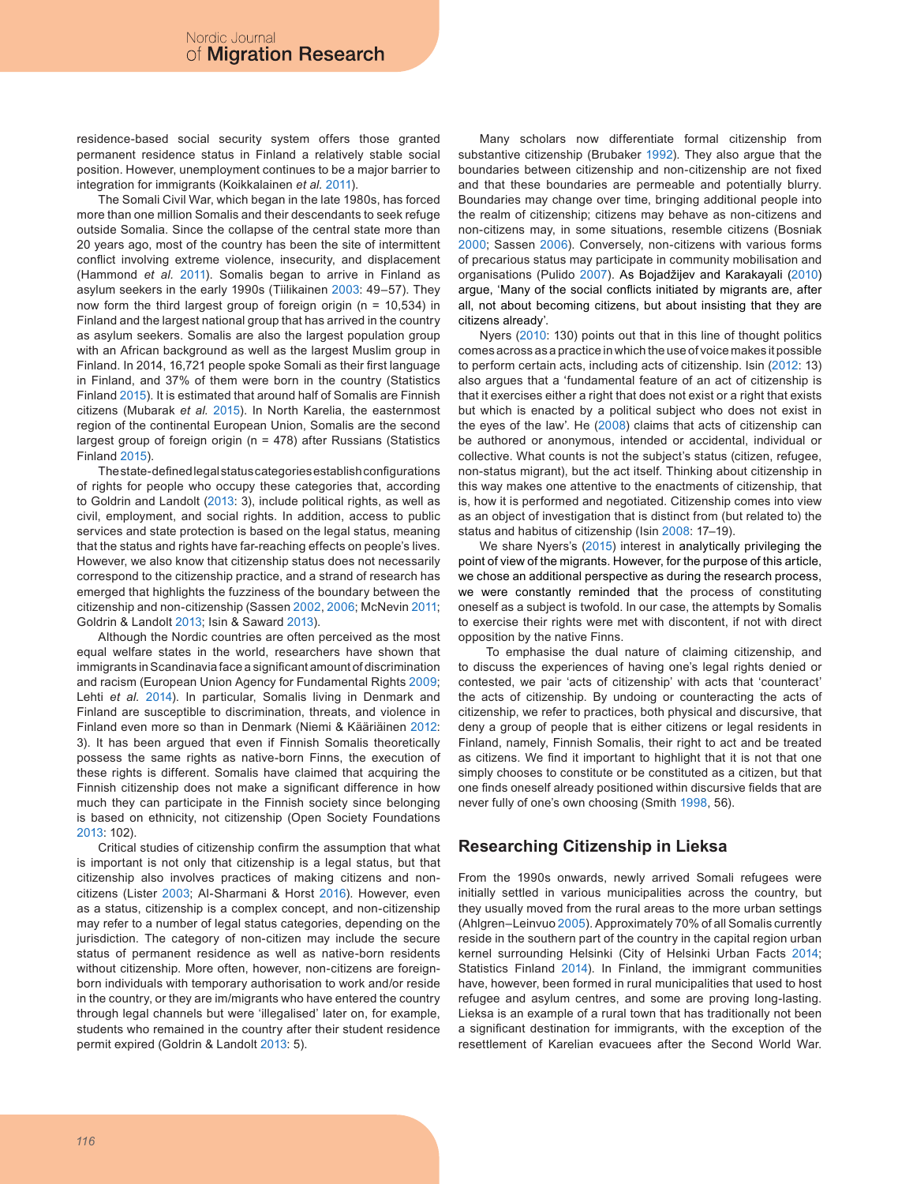residence-based social security system offers those granted permanent residence status in Finland a relatively stable social position. However, unemployment continues to be a major barrier to integration for immigrants (Koikkalainen *et al.* 2011).

The Somali Civil War, which began in the late 1980s, has forced more than one million Somalis and their descendants to seek refuge outside Somalia. Since the collapse of the central state more than 20 years ago, most of the country has been the site of intermittent conflict involving extreme violence, insecurity, and displacement (Hammond *et al.* 2011). Somalis began to arrive in Finland as asylum seekers in the early 1990s (Tiilikainen 2003: 49–57). They now form the third largest group of foreign origin (n = 10,534) in Finland and the largest national group that has arrived in the country as asylum seekers. Somalis are also the largest population group with an African background as well as the largest Muslim group in Finland. In 2014, 16,721 people spoke Somali as their first language in Finland, and 37% of them were born in the country (Statistics Finland 2015). It is estimated that around half of Somalis are Finnish citizens (Mubarak *et al.* 2015). In North Karelia, the easternmost region of the continental European Union, Somalis are the second largest group of foreign origin (n = 478) after Russians (Statistics Finland 2015).

The state-defined legal status categories establish configurations of rights for people who occupy these categories that, according to Goldrin and Landolt (2013: 3), include political rights, as well as civil, employment, and social rights. In addition, access to public services and state protection is based on the legal status, meaning that the status and rights have far-reaching effects on people's lives. However, we also know that citizenship status does not necessarily correspond to the citizenship practice, and a strand of research has emerged that highlights the fuzziness of the boundary between the citizenship and non-citizenship (Sassen 2002, 2006; McNevin 2011; Goldrin & Landolt 2013; Isin & Saward 2013).

Although the Nordic countries are often perceived as the most equal welfare states in the world, researchers have shown that immigrants in Scandinavia face a significant amount of discrimination and racism (European Union Agency for Fundamental Rights 2009; Lehti *et al.* 2014). In particular, Somalis living in Denmark and Finland are susceptible to discrimination, threats, and violence in Finland even more so than in Denmark (Niemi & Kääriäinen 2012: 3). It has been argued that even if Finnish Somalis theoretically possess the same rights as native-born Finns, the execution of these rights is different. Somalis have claimed that acquiring the Finnish citizenship does not make a significant difference in how much they can participate in the Finnish society since belonging is based on ethnicity, not citizenship (Open Society Foundations 2013: 102).

Critical studies of citizenship confirm the assumption that what is important is not only that citizenship is a legal status, but that citizenship also involves practices of making citizens and non-citizens (Lister 2003; Al-Sharmani & Horst 2016). However, even as a status, citizenship is a complex concept, and non-citizenship may refer to a number of legal status categories, depending on the jurisdiction. The category of non-citizen may include the secure status of permanent residence as well as native-born residents without citizenship. More often, however, non-citizens are foreign-born individuals with temporary authorisation to work and/or reside in the country, or they are im/migrants who have entered the country through legal channels but were 'illegalised' later on, for example, students who remained in the country after their student residence permit expired (Goldrin & Landolt 2013: 5).

Many scholars now differentiate formal citizenship from substantive citizenship (Brubaker 1992). They also argue that the boundaries between citizenship and non-citizenship are not fixed and that these boundaries are permeable and potentially blurry. Boundaries may change over time, bringing additional people into the realm of citizenship; citizens may behave as non-citizens and non-citizens may, in some situations, resemble citizens (Bosniak 2000; Sassen 2006). Conversely, non-citizens with various forms of precarious status may participate in community mobilisation and organisations (Pulido 2007). As Bojadžijev and Karakayali (2010) argue, 'Many of the social conflicts initiated by migrants are, after all, not about becoming citizens, but about insisting that they are citizens already'.

Nyers (2010: 130) points out that in this line of thought politics comes across as a practice in which the use of voice makes it possible to perform certain acts, including acts of citizenship. Isin (2012: 13) also argues that a 'fundamental feature of an act of citizenship is that it exercises either a right that does not exist or a right that exists but which is enacted by a political subject who does not exist in the eyes of the law'. He (2008) claims that acts of citizenship can be authored or anonymous, intended or accidental, individual or collective. What counts is not the subject's status (citizen, refugee, non-status migrant), but the act itself. Thinking about citizenship in this way makes one attentive to the enactments of citizenship, that is, how it is performed and negotiated. Citizenship comes into view as an object of investigation that is distinct from (but related to) the status and habitus of citizenship (Isin 2008: 17–19).

We share Nyers's (2015) interest in analytically privileging the point of view of the migrants. However, for the purpose of this article, we chose an additional perspective as during the research process, we were constantly reminded that the process of constituting oneself as a subject is twofold. In our case, the attempts by Somalis to exercise their rights were met with discontent, if not with direct opposition by the native Finns.

To emphasise the dual nature of claiming citizenship, and to discuss the experiences of having one's legal rights denied or contested, we pair 'acts of citizenship' with acts that 'counteract' the acts of citizenship. By undoing or counteracting the acts of citizenship, we refer to practices, both physical and discursive, that deny a group of people that is either citizens or legal residents in Finland, namely, Finnish Somalis, their right to act and be treated as citizens. We find it important to highlight that it is not that one simply chooses to constitute or be constituted as a citizen, but that one finds oneself already positioned within discursive fields that are never fully of one's own choosing (Smith 1998, 56).

## Researching Citizenship in Lieksa

From the 1990s onwards, newly arrived Somali refugees were initially settled in various municipalities across the country, but they usually moved from the rural areas to the more urban settings (Ahlgren–Leinvuo 2005). Approximately 70% of all Somalis currently reside in the southern part of the country in the capital region urban kernel surrounding Helsinki (City of Helsinki Urban Facts 2014; Statistics Finland 2014). In Finland, the immigrant communities have, however, been formed in rural municipalities that used to host refugee and asylum centres, and some are proving long-lasting. Lieksa is an example of a rural town that has traditionally not been a significant destination for immigrants, with the exception of the resettlement of Karelian evacuees after the Second World War.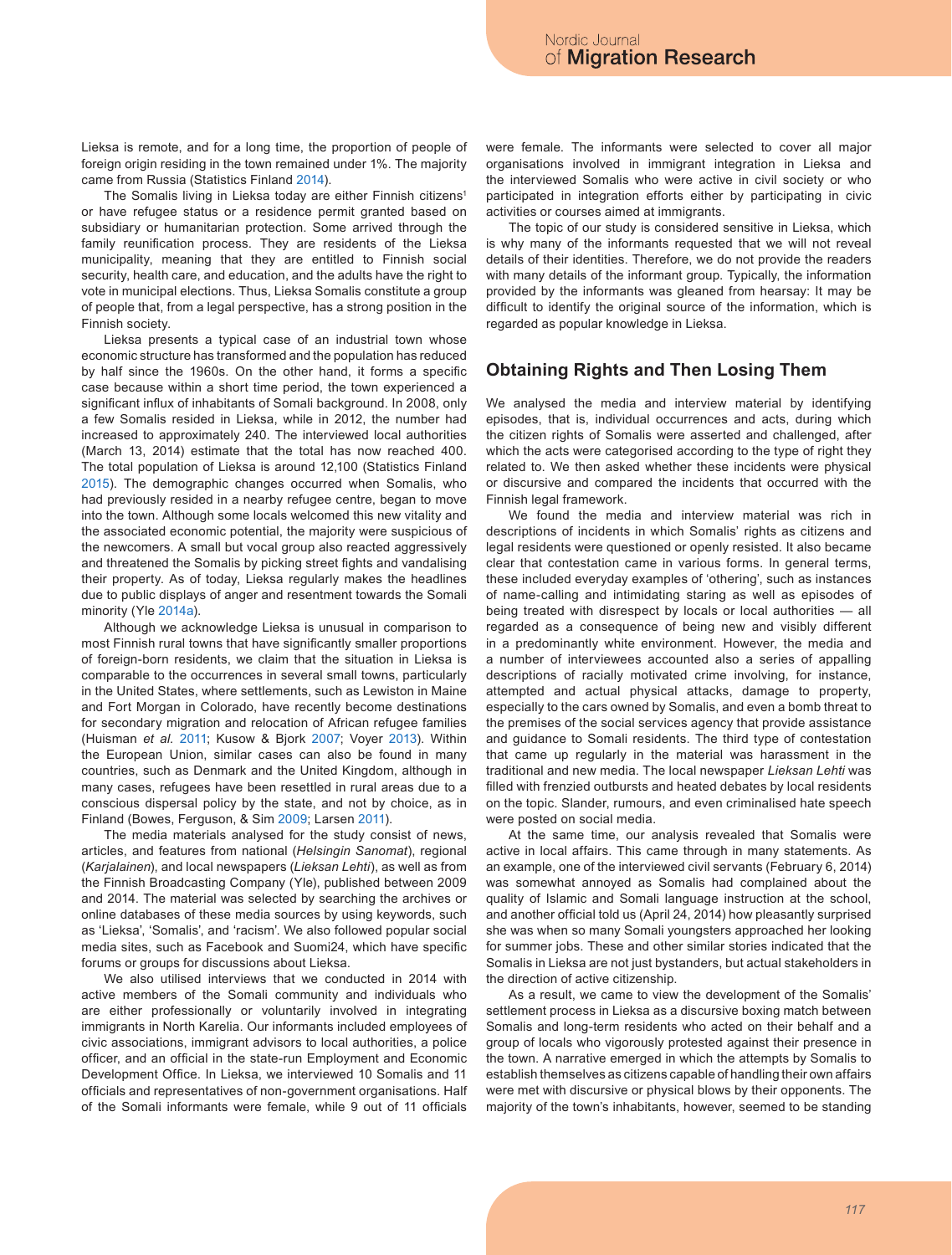Lieksa is remote, and for a long time, the proportion of people of foreign origin residing in the town remained under 1%. The majority came from Russia (Statistics Finland 2014).

The Somalis living in Lieksa today are either Finnish citizens[1] or have refugee status or a residence permit granted based on subsidiary or humanitarian protection. Some arrived through the family reunification process. They are residents of the Lieksa municipality, meaning that they are entitled to Finnish social security, health care, and education, and the adults have the right to vote in municipal elections. Thus, Lieksa Somalis constitute a group of people that, from a legal perspective, has a strong position in the Finnish society.

Lieksa presents a typical case of an industrial town whose economic structure has transformed and the population has reduced by half since the 1960s. On the other hand, it forms a specific case because within a short time period, the town experienced a significant influx of inhabitants of Somali background. In 2008, only a few Somalis resided in Lieksa, while in 2012, the number had increased to approximately 240. The interviewed local authorities (March 13, 2014) estimate that the total has now reached 400. The total population of Lieksa is around 12,100 (Statistics Finland 2015). The demographic changes occurred when Somalis, who had previously resided in a nearby refugee centre, began to move into the town. Although some locals welcomed this new vitality and the associated economic potential, the majority were suspicious of the newcomers. A small but vocal group also reacted aggressively and threatened the Somalis by picking street fights and vandalising their property. As of today, Lieksa regularly makes the headlines due to public displays of anger and resentment towards the Somali minority (Yle 2014a).

Although we acknowledge Lieksa is unusual in comparison to most Finnish rural towns that have significantly smaller proportions of foreign-born residents, we claim that the situation in Lieksa is comparable to the occurrences in several small towns, particularly in the United States, where settlements, such as Lewiston in Maine and Fort Morgan in Colorado, have recently become destinations for secondary migration and relocation of African refugee families (Huisman *et al.* 2011; Kusow & Bjork 2007; Voyer 2013). Within the European Union, similar cases can also be found in many countries, such as Denmark and the United Kingdom, although in many cases, refugees have been resettled in rural areas due to a conscious dispersal policy by the state, and not by choice, as in Finland (Bowes, Ferguson, & Sim 2009; Larsen 2011).

The media materials analysed for the study consist of news, articles, and features from national (*Helsingin Sanomat*), regional (*Karjalainen*), and local newspapers (*Lieksan Lehti*), as well as from the Finnish Broadcasting Company (Yle), published between 2009 and 2014. The material was selected by searching the archives or online databases of these media sources by using keywords, such as 'Lieksa', 'Somalis', and 'racism'. We also followed popular social media sites, such as Facebook and Suomi24, which have specific forums or groups for discussions about Lieksa.

We also utilised interviews that we conducted in 2014 with active members of the Somali community and individuals who are either professionally or voluntarily involved in integrating immigrants in North Karelia. Our informants included employees of civic associations, immigrant advisors to local authorities, a police officer, and an official in the state-run Employment and Economic Development Office. In Lieksa, we interviewed 10 Somalis and 11 officials and representatives of non-government organisations. Half of the Somali informants were female, while 9 out of 11 officials were female. The informants were selected to cover all major organisations involved in immigrant integration in Lieksa and the interviewed Somalis who were active in civil society or who participated in integration efforts either by participating in civic activities or courses aimed at immigrants.

The topic of our study is considered sensitive in Lieksa, which is why many of the informants requested that we will not reveal details of their identities. Therefore, we do not provide the readers with many details of the informant group. Typically, the information provided by the informants was gleaned from hearsay: It may be difficult to identify the original source of the information, which is regarded as popular knowledge in Lieksa.

## Obtaining Rights and Then Losing Them

We analysed the media and interview material by identifying episodes, that is, individual occurrences and acts, during which the citizen rights of Somalis were asserted and challenged, after which the acts were categorised according to the type of right they related to. We then asked whether these incidents were physical or discursive and compared the incidents that occurred with the Finnish legal framework.

We found the media and interview material was rich in descriptions of incidents in which Somalis' rights as citizens and legal residents were questioned or openly resisted. It also became clear that contestation came in various forms. In general terms, these included everyday examples of 'othering', such as instances of name-calling and intimidating staring as well as episodes of being treated with disrespect by locals or local authorities — all regarded as a consequence of being new and visibly different in a predominantly white environment. However, the media and a number of interviewees accounted also a series of appalling descriptions of racially motivated crime involving, for instance, attempted and actual physical attacks, damage to property, especially to the cars owned by Somalis, and even a bomb threat to the premises of the social services agency that provide assistance and guidance to Somali residents. The third type of contestation that came up regularly in the material was harassment in the traditional and new media. The local newspaper *Lieksan Lehti* was filled with frenzied outbursts and heated debates by local residents on the topic. Slander, rumours, and even criminalised hate speech were posted on social media.

At the same time, our analysis revealed that Somalis were active in local affairs. This came through in many statements. As an example, one of the interviewed civil servants (February 6, 2014) was somewhat annoyed as Somalis had complained about the quality of Islamic and Somali language instruction at the school, and another official told us (April 24, 2014) how pleasantly surprised she was when so many Somali youngsters approached her looking for summer jobs. These and other similar stories indicated that the Somalis in Lieksa are not just bystanders, but actual stakeholders in the direction of active citizenship.

As a result, we came to view the development of the Somalis' settlement process in Lieksa as a discursive boxing match between Somalis and long-term residents who acted on their behalf and a group of locals who vigorously protested against their presence in the town. A narrative emerged in which the attempts by Somalis to establish themselves as citizens capable of handling their own affairs were met with discursive or physical blows by their opponents. The majority of the town's inhabitants, however, seemed to be standing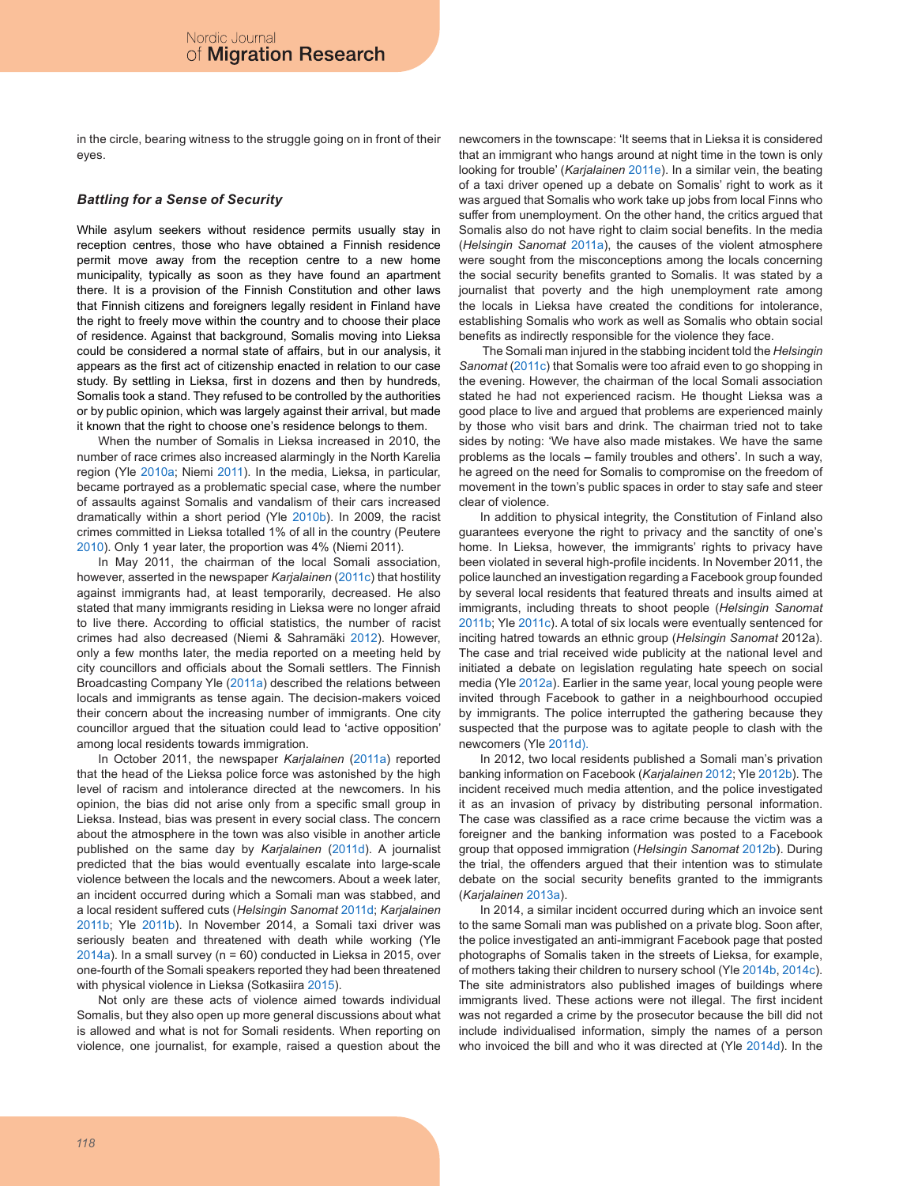in the circle, bearing witness to the struggle going on in front of their eyes.

### *Battling for a Sense of Security*

While asylum seekers without residence permits usually stay in reception centres, those who have obtained a Finnish residence permit move away from the reception centre to a new home municipality, typically as soon as they have found an apartment there. It is a provision of the Finnish Constitution and other laws that Finnish citizens and foreigners legally resident in Finland have the right to freely move within the country and to choose their place of residence. Against that background, Somalis moving into Lieksa could be considered a normal state of affairs, but in our analysis, it appears as the first act of citizenship enacted in relation to our case study. By settling in Lieksa, first in dozens and then by hundreds, Somalis took a stand. They refused to be controlled by the authorities or by public opinion, which was largely against their arrival, but made it known that the right to choose one's residence belongs to them.

When the number of Somalis in Lieksa increased in 2010, the number of race crimes also increased alarmingly in the North Karelia region (Yle 2010a; Niemi 2011). In the media, Lieksa, in particular, became portrayed as a problematic special case, where the number of assaults against Somalis and vandalism of their cars increased dramatically within a short period (Yle 2010b). In 2009, the racist crimes committed in Lieksa totalled 1% of all in the country (Peutere 2010). Only 1 year later, the proportion was 4% (Niemi 2011).

In May 2011, the chairman of the local Somali association, however, asserted in the newspaper *Karjalainen* (2011c) that hostility against immigrants had, at least temporarily, decreased. He also stated that many immigrants residing in Lieksa were no longer afraid to live there. According to official statistics, the number of racist crimes had also decreased (Niemi & Sahramäki 2012). However, only a few months later, the media reported on a meeting held by city councillors and officials about the Somali settlers. The Finnish Broadcasting Company Yle (2011a) described the relations between locals and immigrants as tense again. The decision-makers voiced their concern about the increasing number of immigrants. One city councillor argued that the situation could lead to 'active opposition' among local residents towards immigration.

In October 2011, the newspaper *Karjalainen* (2011a) reported that the head of the Lieksa police force was astonished by the high level of racism and intolerance directed at the newcomers. In his opinion, the bias did not arise only from a specific small group in Lieksa. Instead, bias was present in every social class. The concern about the atmosphere in the town was also visible in another article published on the same day by *Karjalainen* (2011d). A journalist predicted that the bias would eventually escalate into large-scale violence between the locals and the newcomers. About a week later, an incident occurred during which a Somali man was stabbed, and a local resident suffered cuts (*Helsingin Sanomat* 2011d; *Karjalainen* 2011b; Yle 2011b). In November 2014, a Somali taxi driver was seriously beaten and threatened with death while working (Yle 2014a). In a small survey (n = 60) conducted in Lieksa in 2015, over one-fourth of the Somali speakers reported they had been threatened with physical violence in Lieksa (Sotkasiira 2015).

Not only are these acts of violence aimed towards individual Somalis, but they also open up more general discussions about what is allowed and what is not for Somali residents. When reporting on violence, one journalist, for example, raised a question about the newcomers in the townscape: 'It seems that in Lieksa it is considered that an immigrant who hangs around at night time in the town is only looking for trouble' (*Karjalainen* 2011e). In a similar vein, the beating of a taxi driver opened up a debate on Somalis' right to work as it was argued that Somalis who work take up jobs from local Finns who suffer from unemployment. On the other hand, the critics argued that Somalis also do not have right to claim social benefits. In the media (*Helsingin Sanomat* 2011a), the causes of the violent atmosphere were sought from the misconceptions among the locals concerning the social security benefits granted to Somalis. It was stated by a journalist that poverty and the high unemployment rate among the locals in Lieksa have created the conditions for intolerance, establishing Somalis who work as well as Somalis who obtain social benefits as indirectly responsible for the violence they face.

The Somali man injured in the stabbing incident told the *Helsingin Sanomat* (2011c) that Somalis were too afraid even to go shopping in the evening. However, the chairman of the local Somali association stated he had not experienced racism. He thought Lieksa was a good place to live and argued that problems are experienced mainly by those who visit bars and drink. The chairman tried not to take sides by noting: 'We have also made mistakes. We have the same problems as the locals – family troubles and others'. In such a way, he agreed on the need for Somalis to compromise on the freedom of movement in the town's public spaces in order to stay safe and steer clear of violence.

In addition to physical integrity, the Constitution of Finland also guarantees everyone the right to privacy and the sanctity of one's home. In Lieksa, however, the immigrants' rights to privacy have been violated in several high-profile incidents. In November 2011, the police launched an investigation regarding a Facebook group founded by several local residents that featured threats and insults aimed at immigrants, including threats to shoot people (*Helsingin Sanomat* 2011b; Yle 2011c). A total of six locals were eventually sentenced for inciting hatred towards an ethnic group (*Helsingin Sanomat* 2012a). The case and trial received wide publicity at the national level and initiated a debate on legislation regulating hate speech on social media (Yle 2012a). Earlier in the same year, local young people were invited through Facebook to gather in a neighbourhood occupied by immigrants. The police interrupted the gathering because they suspected that the purpose was to agitate people to clash with the newcomers (Yle 2011d).

In 2012, two local residents published a Somali man's privation banking information on Facebook (*Karjalainen* 2012; Yle 2012b). The incident received much media attention, and the police investigated it as an invasion of privacy by distributing personal information. The case was classified as a race crime because the victim was a foreigner and the banking information was posted to a Facebook group that opposed immigration (*Helsingin Sanomat* 2012b). During the trial, the offenders argued that their intention was to stimulate debate on the social security benefits granted to the immigrants (*Karjalainen* 2013a).

In 2014, a similar incident occurred during which an invoice sent to the same Somali man was published on a private blog. Soon after, the police investigated an anti-immigrant Facebook page that posted photographs of Somalis taken in the streets of Lieksa, for example, of mothers taking their children to nursery school (Yle 2014b, 2014c). The site administrators also published images of buildings where immigrants lived. These actions were not illegal. The first incident was not regarded a crime by the prosecutor because the bill did not include individualised information, simply the names of a person who invoiced the bill and who it was directed at (Yle 2014d). In the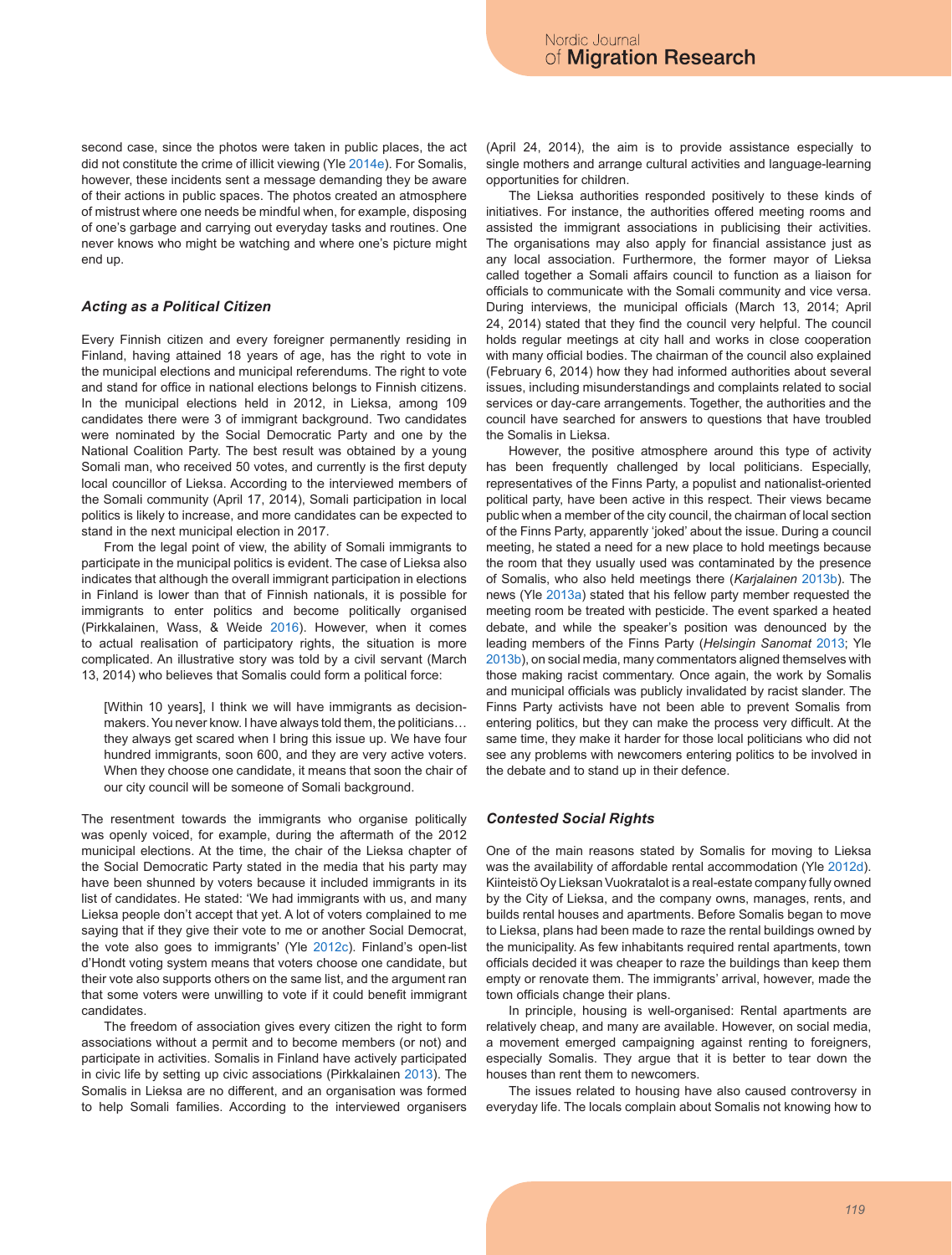second case, since the photos were taken in public places, the act did not constitute the crime of illicit viewing (Yle 2014e). For Somalis, however, these incidents sent a message demanding they be aware of their actions in public spaces. The photos created an atmosphere of mistrust where one needs be mindful when, for example, disposing of one's garbage and carrying out everyday tasks and routines. One never knows who might be watching and where one's picture might end up.

### *Acting as a Political Citizen*

Every Finnish citizen and every foreigner permanently residing in Finland, having attained 18 years of age, has the right to vote in the municipal elections and municipal referendums. The right to vote and stand for office in national elections belongs to Finnish citizens. In the municipal elections held in 2012, in Lieksa, among 109 candidates there were 3 of immigrant background. Two candidates were nominated by the Social Democratic Party and one by the National Coalition Party. The best result was obtained by a young Somali man, who received 50 votes, and currently is the first deputy local councillor of Lieksa. According to the interviewed members of the Somali community (April 17, 2014), Somali participation in local politics is likely to increase, and more candidates can be expected to stand in the next municipal election in 2017.

From the legal point of view, the ability of Somali immigrants to participate in the municipal politics is evident. The case of Lieksa also indicates that although the overall immigrant participation in elections in Finland is lower than that of Finnish nationals, it is possible for immigrants to enter politics and become politically organised (Pirkkalainen, Wass, & Weide 2016). However, when it comes to actual realisation of participatory rights, the situation is more complicated. An illustrative story was told by a civil servant (March 13, 2014) who believes that Somalis could form a political force:

> [Within 10 years], I think we will have immigrants as decision-makers. You never know. I have always told them, the politicians… they always get scared when I bring this issue up. We have four hundred immigrants, soon 600, and they are very active voters. When they choose one candidate, it means that soon the chair of our city council will be someone of Somali background.

The resentment towards the immigrants who organise politically was openly voiced, for example, during the aftermath of the 2012 municipal elections. At the time, the chair of the Lieksa chapter of the Social Democratic Party stated in the media that his party may have been shunned by voters because it included immigrants in its list of candidates. He stated: 'We had immigrants with us, and many Lieksa people don't accept that yet. A lot of voters complained to me saying that if they give their vote to me or another Social Democrat, the vote also goes to immigrants' (Yle 2012c). Finland's open-list d'Hondt voting system means that voters choose one candidate, but their vote also supports others on the same list, and the argument ran that some voters were unwilling to vote if it could benefit immigrant candidates.

The freedom of association gives every citizen the right to form associations without a permit and to become members (or not) and participate in activities. Somalis in Finland have actively participated in civic life by setting up civic associations (Pirkkalainen 2013). The Somalis in Lieksa are no different, and an organisation was formed to help Somali families. According to the interviewed organisers (April 24, 2014), the aim is to provide assistance especially to single mothers and arrange cultural activities and language-learning opportunities for children.

The Lieksa authorities responded positively to these kinds of initiatives. For instance, the authorities offered meeting rooms and assisted the immigrant associations in publicising their activities. The organisations may also apply for financial assistance just as any local association. Furthermore, the former mayor of Lieksa called together a Somali affairs council to function as a liaison for officials to communicate with the Somali community and vice versa. During interviews, the municipal officials (March 13, 2014; April 24, 2014) stated that they find the council very helpful. The council holds regular meetings at city hall and works in close cooperation with many official bodies. The chairman of the council also explained (February 6, 2014) how they had informed authorities about several issues, including misunderstandings and complaints related to social services or day-care arrangements. Together, the authorities and the council have searched for answers to questions that have troubled the Somalis in Lieksa.

However, the positive atmosphere around this type of activity has been frequently challenged by local politicians. Especially, representatives of the Finns Party, a populist and nationalist-oriented political party, have been active in this respect. Their views became public when a member of the city council, the chairman of local section of the Finns Party, apparently 'joked' about the issue. During a council meeting, he stated a need for a new place to hold meetings because the room that they usually used was contaminated by the presence of Somalis, who also held meetings there (*Karjalainen* 2013b). The news (Yle 2013a) stated that his fellow party member requested the meeting room be treated with pesticide. The event sparked a heated debate, and while the speaker's position was denounced by the leading members of the Finns Party (*Helsingin Sanomat* 2013; Yle 2013b), on social media, many commentators aligned themselves with those making racist commentary. Once again, the work by Somalis and municipal officials was publicly invalidated by racist slander. The Finns Party activists have not been able to prevent Somalis from entering politics, but they can make the process very difficult. At the same time, they make it harder for those local politicians who did not see any problems with newcomers entering politics to be involved in the debate and to stand up in their defence.

### *Contested Social Rights*

One of the main reasons stated by Somalis for moving to Lieksa was the availability of affordable rental accommodation (Yle 2012d). Kiinteistö Oy Lieksan Vuokratalot is a real-estate company fully owned by the City of Lieksa, and the company owns, manages, rents, and builds rental houses and apartments. Before Somalis began to move to Lieksa, plans had been made to raze the rental buildings owned by the municipality. As few inhabitants required rental apartments, town officials decided it was cheaper to raze the buildings than keep them empty or renovate them. The immigrants' arrival, however, made the town officials change their plans.

In principle, housing is well-organised: Rental apartments are relatively cheap, and many are available. However, on social media, a movement emerged campaigning against renting to foreigners, especially Somalis. They argue that it is better to tear down the houses than rent them to newcomers.

The issues related to housing have also caused controversy in everyday life. The locals complain about Somalis not knowing how to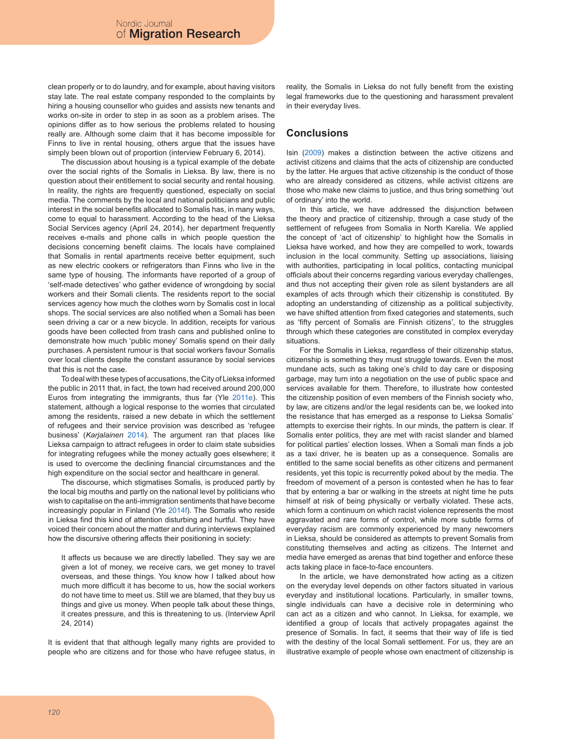clean properly or to do laundry, and for example, about having visitors stay late. The real estate company responded to the complaints by hiring a housing counsellor who guides and assists new tenants and works on-site in order to step in as soon as a problem arises. The opinions differ as to how serious the problems related to housing really are. Although some claim that it has become impossible for Finns to live in rental housing, others argue that the issues have simply been blown out of proportion (interview February 6, 2014).

The discussion about housing is a typical example of the debate over the social rights of the Somalis in Lieksa. By law, there is no question about their entitlement to social security and rental housing. In reality, the rights are frequently questioned, especially on social media. The comments by the local and national politicians and public interest in the social benefits allocated to Somalis has, in many ways, come to equal to harassment. According to the head of the Lieksa Social Services agency (April 24, 2014), her department frequently receives e-mails and phone calls in which people question the decisions concerning benefit claims. The locals have complained that Somalis in rental apartments receive better equipment, such as new electric cookers or refrigerators than Finns who live in the same type of housing. The informants have reported of a group of 'self-made detectives' who gather evidence of wrongdoing by social workers and their Somali clients. The residents report to the social services agency how much the clothes worn by Somalis cost in local shops. The social services are also notified when a Somali has been seen driving a car or a new bicycle. In addition, receipts for various goods have been collected from trash cans and published online to demonstrate how much 'public money' Somalis spend on their daily purchases. A persistent rumour is that social workers favour Somalis over local clients despite the constant assurance by social services that this is not the case.

To deal with these types of accusations, the City of Lieksa informed the public in 2011 that, in fact, the town had received around 200,000 Euros from integrating the immigrants, thus far (Yle 2011e). This statement, although a logical response to the worries that circulated among the residents, raised a new debate in which the settlement of refugees and their service provision was described as 'refugee business' (*Karjalainen* 2014). The argument ran that places like Lieksa campaign to attract refugees in order to claim state subsidies for integrating refugees while the money actually goes elsewhere; it is used to overcome the declining financial circumstances and the high expenditure on the social sector and healthcare in general.

The discourse, which stigmatises Somalis, is produced partly by the local big mouths and partly on the national level by politicians who wish to capitalise on the anti-immigration sentiments that have become increasingly popular in Finland (Yle 2014f). The Somalis who reside in Lieksa find this kind of attention disturbing and hurtful. They have voiced their concern about the matter and during interviews explained how the discursive othering affects their positioning in society:

> It affects us because we are directly labelled. They say we are given a lot of money, we receive cars, we get money to travel overseas, and these things. You know how I talked about how much more difficult it has become to us, how the social workers do not have time to meet us. Still we are blamed, that they buy us things and give us money. When people talk about these things, it creates pressure, and this is threatening to us. (Interview April 24, 2014)

It is evident that that although legally many rights are provided to people who are citizens and for those who have refugee status, in reality, the Somalis in Lieksa do not fully benefit from the existing legal frameworks due to the questioning and harassment prevalent in their everyday lives.

## Conclusions

Isin (2009) makes a distinction between the active citizens and activist citizens and claims that the acts of citizenship are conducted by the latter. He argues that active citizenship is the conduct of those who are already considered as citizens, while activist citizens are those who make new claims to justice, and thus bring something 'out of ordinary' into the world.

In this article, we have addressed the disjunction between the theory and practice of citizenship, through a case study of the settlement of refugees from Somalia in North Karelia. We applied the concept of 'act of citizenship' to highlight how the Somalis in Lieksa have worked, and how they are compelled to work, towards inclusion in the local community. Setting up associations, liaising with authorities, participating in local politics, contacting municipal officials about their concerns regarding various everyday challenges, and thus not accepting their given role as silent bystanders are all examples of acts through which their citizenship is constituted. By adopting an understanding of citizenship as a political subjectivity, we have shifted attention from fixed categories and statements, such as 'fifty percent of Somalis are Finnish citizens', to the struggles through which these categories are constituted in complex everyday situations.

For the Somalis in Lieksa, regardless of their citizenship status, citizenship is something they must struggle towards. Even the most mundane acts, such as taking one's child to day care or disposing garbage, may turn into a negotiation on the use of public space and services available for them. Therefore, to illustrate how contested the citizenship position of even members of the Finnish society who, by law, are citizens and/or the legal residents can be, we looked into the resistance that has emerged as a response to Lieksa Somalis' attempts to exercise their rights. In our minds, the pattern is clear. If Somalis enter politics, they are met with racist slander and blamed for political parties' election losses. When a Somali man finds a job as a taxi driver, he is beaten up as a consequence. Somalis are entitled to the same social benefits as other citizens and permanent residents, yet this topic is recurrently poked about by the media. The freedom of movement of a person is contested when he has to fear that by entering a bar or walking in the streets at night time he puts himself at risk of being physically or verbally violated. These acts, which form a continuum on which racist violence represents the most aggravated and rare forms of control, while more subtle forms of everyday racism are commonly experienced by many newcomers in Lieksa, should be considered as attempts to prevent Somalis from constituting themselves and acting as citizens. The Internet and media have emerged as arenas that bind together and enforce these acts taking place in face-to-face encounters.

In the article, we have demonstrated how acting as a citizen on the everyday level depends on other factors situated in various everyday and institutional locations. Particularly, in smaller towns, single individuals can have a decisive role in determining who can act as a citizen and who cannot. In Lieksa, for example, we identified a group of locals that actively propagates against the presence of Somalis. In fact, it seems that their way of life is tied with the destiny of the local Somali settlement. For us, they are an illustrative example of people whose own enactment of citizenship is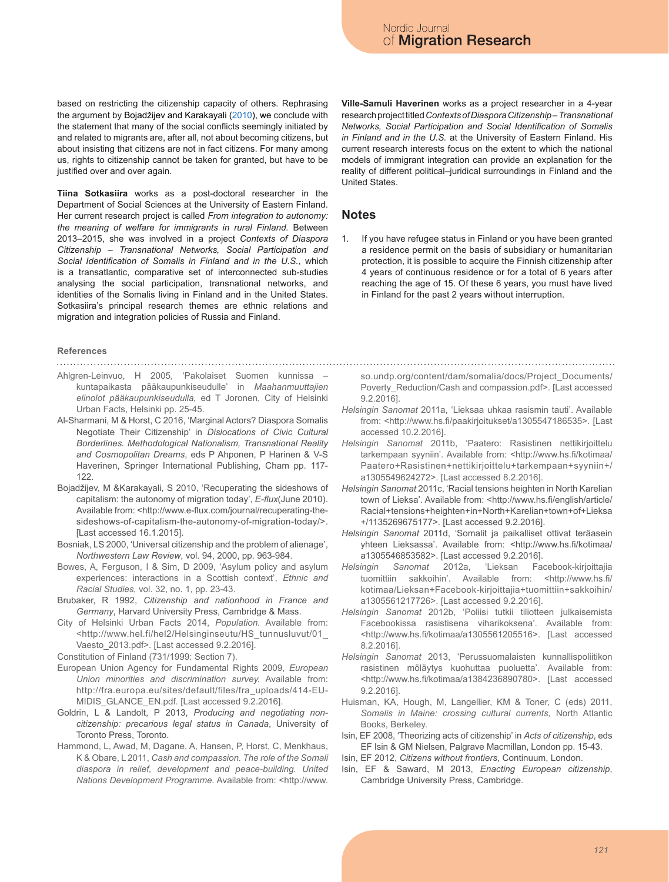based on restricting the citizenship capacity of others. Rephrasing the argument by Bojadžijev and Karakayali (2010), we conclude with the statement that many of the social conflicts seemingly initiated by and related to migrants are, after all, not about becoming citizens, but about insisting that citizens are not in fact citizens. For many among us, rights to citizenship cannot be taken for granted, but have to be justified over and over again.

**Tiina Sotkasiira** works as a post-doctoral researcher in the Department of Social Sciences at the University of Eastern Finland. Her current research project is called *From integration to autonomy: the meaning of welfare for immigrants in rural Finland.* Between 2013–2015, she was involved in a project *Contexts of Diaspora Citizenship – Transnational Networks, Social Participation and Social Identification of Somalis in Finland and in the U.S.*, which is a transatlantic, comparative set of interconnected sub-studies analysing the social participation, transnational networks, and identities of the Somalis living in Finland and in the United States. Sotkasiira's principal research themes are ethnic relations and migration and integration policies of Russia and Finland.

**Ville-Samuli Haverinen** works as a project researcher in a 4-year research project titled *Contexts of Diaspora Citizenship – Transnational Networks, Social Participation and Social Identification of Somalis in Finland and in the U.S.* at the University of Eastern Finland. His current research interests focus on the extent to which the national models of immigrant integration can provide an explanation for the reality of different political–juridical surroundings in Finland and the United States.

## Notes

1. If you have refugee status in Finland or you have been granted a residence permit on the basis of subsidiary or humanitarian protection, it is possible to acquire the Finnish citizenship after 4 years of continuous residence or for a total of 6 years after reaching the age of 15. Of these 6 years, you must have lived in Finland for the past 2 years without interruption.

### References

Ahlgren-Leinvuo, H 2005, 'Pakolaiset Suomen kunnissa – kuntapaikasta pääkaupunkiseudulle' in *Maahanmuuttajien elinolot pääkaupunkiseudulla,* ed T Joronen, City of Helsinki Urban Facts, Helsinki pp. 25-45.

Al-Sharmani, M & Horst, C 2016, 'Marginal Actors? Diaspora Somalis Negotiate Their Citizenship' in *Dislocations of Civic Cultural Borderlines. Methodological Nationalism, Transnational Reality and Cosmopolitan Dreams*, eds P Ahponen, P Harinen & V-S Haverinen, Springer International Publishing, Cham pp. 117-122.

Bojadžijev, M &Karakayali, S 2010, 'Recuperating the sideshows of capitalism: the autonomy of migration today', *E-flux*(June 2010). Available from: <http://www.e-flux.com/journal/recuperating-the-sideshows-of-capitalism-the-autonomy-of-migration-today/>. [Last accessed 16.1.2015].

Bosniak, LS 2000, 'Universal citizenship and the problem of alienage', *Northwestern Law Review*, vol. 94, 2000, pp. 963-984.

Bowes, A, Ferguson, I & Sim, D 2009, 'Asylum policy and asylum experiences: interactions in a Scottish context', *Ethnic and Racial Studies,* vol. 32, no. 1, pp. 23-43.

Brubaker, R 1992, *Citizenship and nationhood in France and Germany*, Harvard University Press, Cambridge & Mass.

City of Helsinki Urban Facts 2014, *Population.* Available from: <http://www.hel.fi/hel2/Helsinginseutu/HS_tunnusluvut/01_Vaesto_2013.pdf>. [Last accessed 9.2.2016].

Constitution of Finland (731/1999: Section 7).

European Union Agency for Fundamental Rights 2009, *European Union minorities and discrimination survey.* Available from: http://fra.europa.eu/sites/default/files/fra_uploads/414-EU-MIDIS_GLANCE_EN.pdf. [Last accessed 9.2.2016].

Goldrin, L & Landolt, P 2013, *Producing and negotiating non-citizenship: precarious legal status in Canada*, University of Toronto Press, Toronto.

Hammond, L, Awad, M, Dagane, A, Hansen, P, Horst, C, Menkhaus, K & Obare, L 2011, *Cash and compassion. The role of the Somali diaspora in relief, development and peace-building. United Nations Development Programme.* Available from: <http://www.so.undp.org/content/dam/somalia/docs/Project_Documents/Poverty_Reduction/Cash and compassion.pdf>. [Last accessed 9.2.2016].

*Helsingin Sanomat* 2011a, 'Lieksaa uhkaa rasismin tauti'. Available from: <http://www.hs.fi/paakirjoitukset/a1305547186535>. [Last accessed 10.2.2016].

*Helsingin Sanomat* 2011b, 'Paatero: Rasistinen nettikirjoittelu tarkempaan syyniin'. Available from: <http://www.hs.fi/kotimaa/Paatero+Rasistinen+nettikirjoittelu+tarkempaan+syyniin+/a1305549624272>. [Last accessed 8.2.2016].

*Helsingin Sanomat* 2011c, 'Racial tensions heighten in North Karelian town of Lieksa'. Available from: <http://www.hs.fi/english/article/Racial+tensions+heighten+in+North+Karelian+town+of+Lieksa+/1135269675177>. [Last accessed 9.2.2016].

*Helsingin Sanomat* 2011d, 'Somalit ja paikalliset ottivat teräasein yhteen Lieksassa'. Available from: <http://www.hs.fi/kotimaa/a1305546853582>. [Last accessed 9.2.2016].

*Helsingin Sanomat* 2012a, 'Lieksan Facebook-kirjoittajia tuomittiin sakkoihin'. Available from: <http://www.hs.fi/kotimaa/Lieksan+Facebook-kirjoittajia+tuomittiin+sakkoihin/a1305561217726>. [Last accessed 9.2.2016].

*Helsingin Sanomat* 2012b, 'Poliisi tutkii tiliotteen julkaisemista Facebookissa rasistisena viharikoksena'. Available from: <http://www.hs.fi/kotimaa/a1305561205516>. [Last accessed 8.2.2016].

*Helsingin Sanomat* 2013, 'Perussuomalaisten kunnallispoliitikon rasistinen möläytys kuohuttaa puoluetta'. Available from: <http://www.hs.fi/kotimaa/a1384236890780>. [Last accessed 9.2.2016].

Huisman, KA, Hough, M, Langellier, KM & Toner, C (eds) 2011, *Somalis in Maine: crossing cultural currents,* North Atlantic Books, Berkeley.

Isin, EF 2008, 'Theorizing acts of citizenship' in *Acts of citizenship*, eds EF Isin & GM Nielsen, Palgrave Macmillan, London pp. 15-43.

Isin, EF 2012, *Citizens without frontiers*, Continuum, London.

Isin, EF & Saward, M 2013, *Enacting European citizenship*, Cambridge University Press, Cambridge.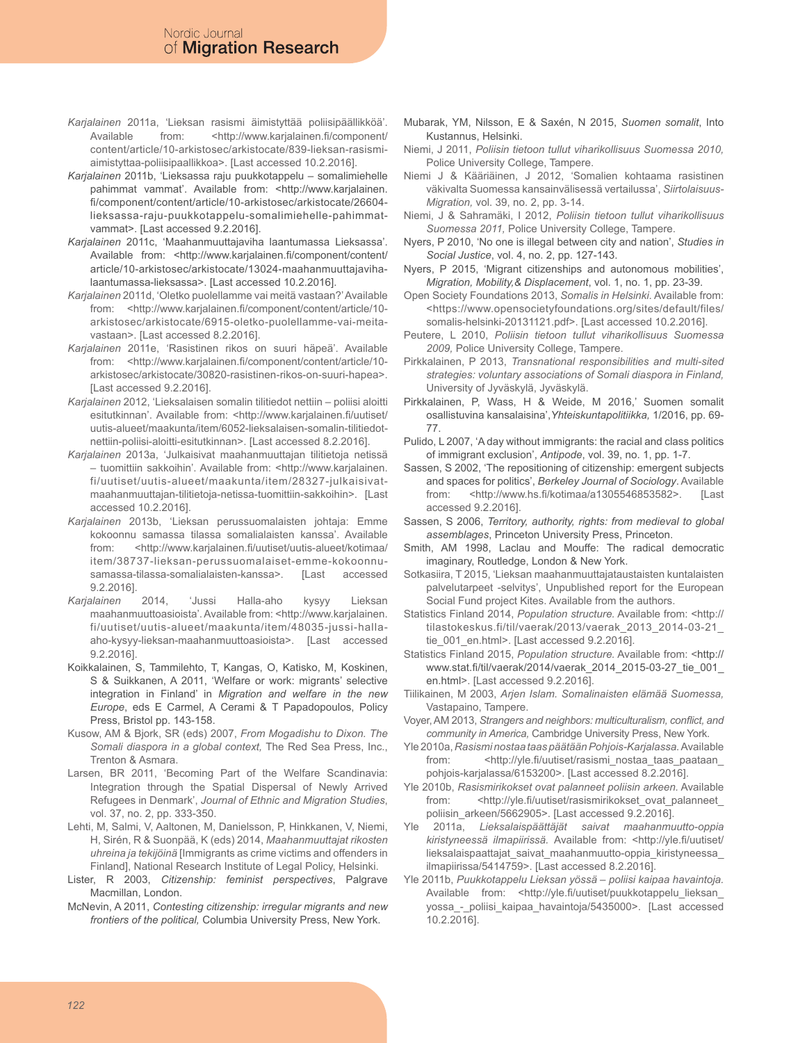*Karjalainen* 2011a, 'Lieksan rasismi äimistyttää poliisipäällikköä'. Available from: <http://www.karjalainen.fi/component/content/article/10-arkistosec/arkistocate/839-lieksan-rasismi-aimistyttaa-poliisipaallikkoa>. [Last accessed 10.2.2016].

*Karjalainen* 2011b, 'Lieksassa raju puukkotappelu – somalimiehelle pahimmat vammat'. Available from: <http://www.karjalainen.fi/component/content/article/10-arkistosec/arkistocate/26604-lieksassa-raju-puukkotappelu-somalimiehelle-pahimmat-vammat>. [Last accessed 9.2.2016].

*Karjalainen* 2011c, 'Maahanmuuttajaviha laantumassa Lieksassa'. Available from: <http://www.karjalainen.fi/component/content/article/10-arkistosec/arkistocate/13024-maahanmuuttajaviha-laantumassa-lieksassa>. [Last accessed 10.2.2016].

*Karjalainen* 2011d, 'Oletko puolellamme vai meitä vastaan?' Available from: <http://www.karjalainen.fi/component/content/article/10-arkistosec/arkistocate/6915-oletko-puolellamme-vai-meita-vastaan>. [Last accessed 8.2.2016].

*Karjalainen* 2011e, 'Rasistinen rikos on suuri häpeä'. Available from: <http://www.karjalainen.fi/component/content/article/10-arkistosec/arkistocate/30820-rasistinen-rikos-on-suuri-hapea>. [Last accessed 9.2.2016].

*Karjalainen* 2012, 'Lieksalaisen somalin tilitiedot nettiin – poliisi aloitti esitutkinnan'. Available from: <http://www.karjalainen.fi/uutiset/uutis-alueet/maakunta/item/6052-lieksalaisen-somalin-tilitiedot-nettiin-poliisi-aloitti-esitutkinnan>. [Last accessed 8.2.2016].

*Karjalainen* 2013a, 'Julkaisivat maahanmuuttajan tilitietoja netissä – tuomittiin sakkoihin'. Available from: <http://www.karjalainen.fi/uutiset/uutis-alueet/maakunta/item/28327-julkaisivat-maahanmuuttajan-tilitietoja-netissa-tuomittiin-sakkoihin>. [Last accessed 10.2.2016].

*Karjalainen* 2013b, 'Lieksan perussuomalaisten johtaja: Emme kokoonnu samassa tilassa somalialaisten kanssa'. Available from: <http://www.karjalainen.fi/uutiset/uutis-alueet/kotimaa/item/38737-lieksan-perussuomalaiset-emme-kokoonnu-samassa-tilassa-somalialaisten-kanssa>. [Last accessed 9.2.2016].

*Karjalainen* 2014, 'Jussi Halla-aho kysyy Lieksan maahanmuuttoasioista'. Available from: <http://www.karjalainen.fi/uutiset/uutis-alueet/maakunta/item/48035-jussi-halla-aho-kysyy-lieksan-maahanmuuttoasioista>. [Last accessed 9.2.2016].

Koikkalainen, S, Tammilehto, T, Kangas, O, Katisko, M, Koskinen, S & Suikkanen, A 2011, 'Welfare or work: migrants' selective integration in Finland' in *Migration and welfare in the new Europe*, eds E Carmel, A Cerami & T Papadopoulos, Policy Press, Bristol pp. 143-158.

Kusow, AM & Bjork, SR (eds) 2007, *From Mogadishu to Dixon. The Somali diaspora in a global context,* The Red Sea Press, Inc., Trenton & Asmara.

Larsen, BR 2011, 'Becoming Part of the Welfare Scandinavia: Integration through the Spatial Dispersal of Newly Arrived Refugees in Denmark', *Journal of Ethnic and Migration Studies*, vol. 37, no. 2, pp. 333-350.

Lehti, M, Salmi, V, Aaltonen, M, Danielsson, P, Hinkkanen, V, Niemi, H, Sirén, R & Suonpää, K (eds) 2014, *Maahanmuuttajat rikosten uhreina ja tekijöinä* [Immigrants as crime victims and offenders in Finland], National Research Institute of Legal Policy, Helsinki.

Lister, R 2003, *Citizenship: feminist perspectives*, Palgrave Macmillan, London.

McNevin, A 2011, *Contesting citizenship: irregular migrants and new frontiers of the political,* Columbia University Press, New York.

Mubarak, YM, Nilsson, E & Saxén, N 2015, *Suomen somalit*, Into Kustannus, Helsinki.

Niemi, J 2011, *Poliisin tietoon tullut viharikollisuus Suomessa 2010,* Police University College, Tampere.

Niemi J & Kääriäinen, J 2012, 'Somalien kohtaama rasistinen väkivalta Suomessa kansainvälisessä vertailussa', *Siirtolaisuus-Migration,* vol. 39, no. 2, pp. 3-14.

Niemi, J & Sahramäki, I 2012, *Poliisin tietoon tullut viharikollisuus Suomessa 2011,* Police University College, Tampere.

Nyers, P 2010, 'No one is illegal between city and nation', *Studies in Social Justice*, vol. 4, no. 2, pp. 127-143.

Nyers, P 2015, 'Migrant citizenships and autonomous mobilities', *Migration, Mobility,& Displacement*, vol. 1, no. 1, pp. 23-39.

Open Society Foundations 2013, *Somalis in Helsinki.* Available from: <https://www.opensocietyfoundations.org/sites/default/files/somalis-helsinki-20131121.pdf>. [Last accessed 10.2.2016].

Peutere, L 2010, *Poliisin tietoon tullut viharikollisuus Suomessa 2009,* Police University College, Tampere.

Pirkkalainen, P 2013, *Transnational responsibilities and multi-sited strategies: voluntary associations of Somali diaspora in Finland,* University of Jyväskylä, Jyväskylä.

Pirkkalainen, P, Wass, H & Weide, M 2016,' Suomen somalit osallistuvina kansalaisina',*Yhteiskuntapolitiikka,* 1/2016, pp. 69-77.

Pulido, L 2007, 'A day without immigrants: the racial and class politics of immigrant exclusion', *Antipode*, vol. 39, no. 1, pp. 1-7.

Sassen, S 2002, 'The repositioning of citizenship: emergent subjects and spaces for politics', *Berkeley Journal of Sociology*. Available from: <http://www.hs.fi/kotimaa/a1305546853582>. [Last accessed 9.2.2016].

Sassen, S 2006, *Territory, authority, rights: from medieval to global assemblages*, Princeton University Press, Princeton.

Smith, AM 1998, Laclau and Mouffe: The radical democratic imaginary, Routledge, London & New York.

Sotkasiira, T 2015, 'Lieksan maahanmuuttajataustaisten kuntalaisten palvelutarpeet -selvitys', Unpublished report for the European Social Fund project Kites. Available from the authors.

Statistics Finland 2014, *Population structure.* Available from: <http://tilastokeskus.fi/til/vaerak/2013/vaerak_2013_2014-03-21_tie_001_en.html>. [Last accessed 9.2.2016].

Statistics Finland 2015, *Population structure.* Available from: <http://www.stat.fi/til/vaerak/2014/vaerak_2014_2015-03-27_tie_001_en.html>. [Last accessed 9.2.2016].

Tiilikainen, M 2003, *Arjen Islam. Somalinaisten elämää Suomessa,* Vastapaino, Tampere.

Voyer, AM 2013, *Strangers and neighbors: multiculturalism, conflict, and community in America,* Cambridge University Press, New York.

Yle 2010a, *Rasismi nostaa taas päätään Pohjois-Karjalassa.* Available from: <http://yle.fi/uutiset/rasismi_nostaa_taas_paataan_pohjois-karjalassa/6153200>. [Last accessed 8.2.2016].

Yle 2010b, *Rasismirikokset ovat palanneet poliisin arkeen.* Available from: <http://yle.fi/uutiset/rasismirikokset_ovat_palanneet_poliisin_arkeen/5662905>. [Last accessed 9.2.2016].

Yle 2011a, *Lieksalaispäättäjät saivat maahanmuutto-oppia kiristyneessä ilmapiirissä.* Available from: <http://yle.fi/uutiset/lieksalaispaattajat_saivat_maahanmuutto-oppia_kiristyneessa_ilmapiirissa/5414759>. [Last accessed 8.2.2016].

Yle 2011b, *Puukkotappelu Lieksan yössä – poliisi kaipaa havaintoja.* Available from: <http://yle.fi/uutiset/puukkotappelu_lieksan_yossa_-_poliisi_kaipaa_havaintoja/5435000>. [Last accessed 10.2.2016].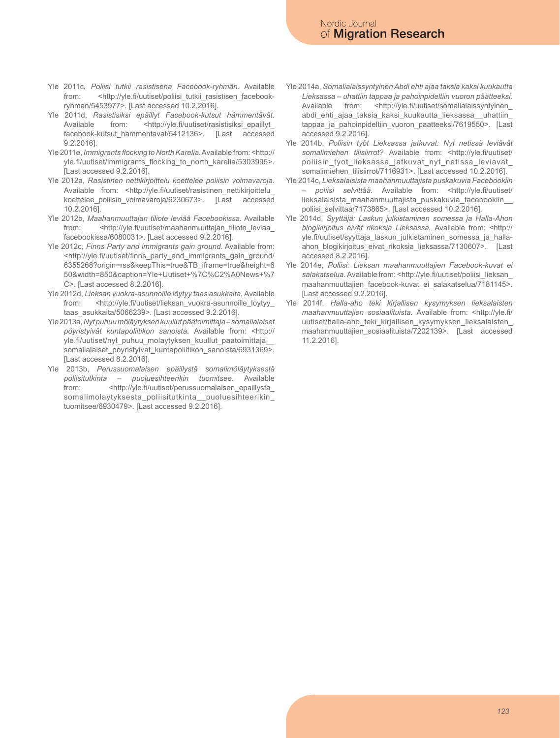Yle 2011c, *Poliisi tutkii rasistisena Facebook-ryhmän.* Available from: <http://yle.fi/uutiset/poliisi_tutkii_rasistisen_facebook-ryhman/5453977>. [Last accessed 10.2.2016].

Yle 2011d, *Rasistisiksi epäillyt Facebook-kutsut hämmentävät.* Available from: <http://yle.fi/uutiset/rasistisiksi_epaillyt_facebook-kutsut_hammentavat/5412136>. [Last accessed 9.2.2016].

Yle 2011e, *Immigrants flocking to North Karelia.* Available from: <http://yle.fi/uutiset/immigrants_flocking_to_north_karelia/5303995>. [Last accessed 9.2.2016].

Yle 2012a, *Rasistinen nettikirjoittelu koettelee poliisin voimavaroja.* Available from: <http://yle.fi/uutiset/rasistinen_nettikirjoittelu_koettelee_poliisin_voimavaroja/6230673>. [Last accessed 10.2.2016].

Yle 2012b, *Maahanmuuttajan tiliote leviää Facebookissa.* Available from: <http://yle.fi/uutiset/maahanmuuttajan_tiliote_leviaa_facebookissa/6080031>. [Last accessed 9.2.2016].

Yle 2012c, *Finns Party and immigrants gain ground.* Available from: <http://yle.fi/uutiset/finns_party_and_immigrants_gain_ground/6355268?origin=rss&keepThis=true&TB_iframe=true&height=650&width=850&caption=Yle+Uutiset+%7C%C2%A0News+%7C>. [Last accessed 8.2.2016].

Yle 2012d, *Lieksan vuokra-asunnoille löytyy taas asukkaita.* Available from: <http://yle.fi/uutiset/lieksan_vuokra-asunnoille_loytyy_taas_asukkaita/5066239>. [Last accessed 9.2.2016].

Yle 2013a, *Nyt puhuu möläytyksen kuullut päätoimittaja – somalialaiset pöyristyivät kuntapoliitikon sanoista.* Available from: <http://yle.fi/uutiset/nyt_puhuu_molaytyksen_kuullut_paatoimittaja__somalialaiset_poyristyivat_kuntapoliitikon_sanoista/6931369>. [Last accessed 8.2.2016].

Yle 2013b, *Perussuomalaisen epäillystä somalimöläytyksestä poliisitutkinta – puoluesihteerikin tuomitsee.* Available from: <http://yle.fi/uutiset/perussuomalaisen_epaillysta_somalimolaytyksesta_poliisitutkinta__puoluesihteerikin_tuomitsee/6930479>. [Last accessed 9.2.2016].

Yle 2014a, *Somalialaissyntyinen Abdi ehti ajaa taksia kaksi kuukautta Lieksassa – uhattiin tappaa ja pahoinpideltiin vuoron päätteeksi.* Available from: <http://yle.fi/uutiset/somalialaissyntyinen_abdi_ehti_ajaa_taksia_kaksi_kuukautta_lieksassa__uhattiin_tappaa_ja_pahoinpideltiin_vuoron_paatteeksi/7619550>. [Last accessed 9.2.2016].

Yle 2014b, *Poliisin työt Lieksassa jatkuvat: Nyt netissä leviävät somalimiehen tilisiirrot?* Available from: <http://yle.fi/uutiset/poliisin_tyot_lieksassa_jatkuvat_nyt_netissa_leviavat_somalimiehen_tilisiirrot/7116931>. [Last accessed 10.2.2016].

Yle 2014c, *Lieksalaisista maahanmuuttajista puskakuvia Facebookiin – poliisi selvittää.* Available from: <http://yle.fi/uutiset/lieksalaisista_maahanmuuttajista_puskakuvia_facebookiin__poliisi_selvittaa/7173865>. [Last accessed 10.2.2016].

Yle 2014d, *Syyttäjä: Laskun julkistaminen somessa ja Halla-Ahon blogikirjoitus eivät rikoksia Lieksassa.* Available from: <http://yle.fi/uutiset/syyttaja_laskun_julkistaminen_somessa_ja_halla-ahon_blogikirjoitus_eivat_rikoksia_lieksassa/7130607>. [Last accessed 8.2.2016].

Yle 2014e, *Poliisi: Lieksan maahanmuuttajien Facebook-kuvat ei salakatselua.* Available from: <http://yle.fi/uutiset/poliisi_lieksan_maahanmuuttajien_facebook-kuvat_ei_salakatselua/7181145>. [Last accessed 9.2.2016].

Yle 2014f, *Halla-aho teki kirjallisen kysymyksen lieksalaisten maahanmuuttajien sosiaalituista.* Available from: <http://yle.fi/uutiset/halla-aho_teki_kirjallisen_kysymyksen_lieksalaisten_maahanmuuttajien_sosiaalituista/7202139>. [Last accessed 11.2.2016].